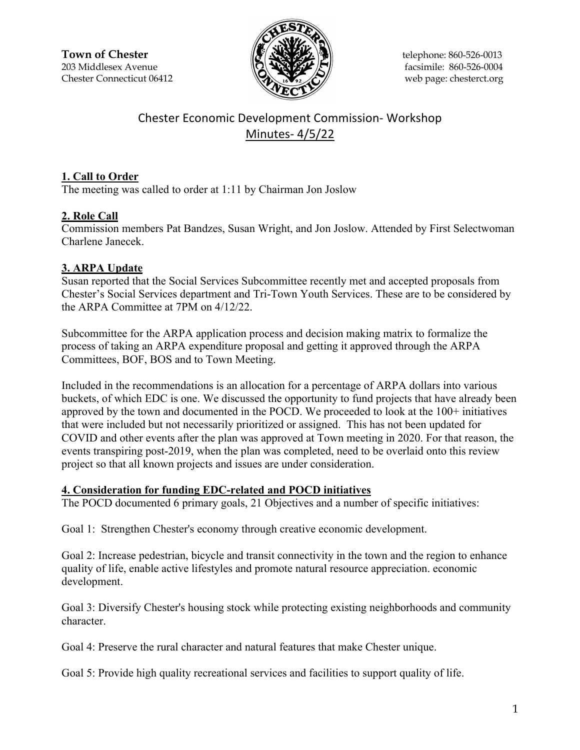**Town of Chester**
203 Middlesex Avenue
Chester Connecticut 06412

telephone: 860-526-0013
facsimile: 860-526-0004
web page: chesterct.org

# Chester Economic Development Commission- Workshop
## Minutes- 4/5/22

### 1. Call to Order

The meeting was called to order at 1:11 by Chairman Jon Joslow

### 2. Role Call

Commission members Pat Bandzes, Susan Wright, and Jon Joslow. Attended by First Selectwoman Charlene Janecek.

### 3. ARPA Update

Susan reported that the Social Services Subcommittee recently met and accepted proposals from Chester's Social Services department and Tri-Town Youth Services. These are to be considered by the ARPA Committee at 7PM on 4/12/22.

Subcommittee for the ARPA application process and decision making matrix to formalize the process of taking an ARPA expenditure proposal and getting it approved through the ARPA Committees, BOF, BOS and to Town Meeting.

Included in the recommendations is an allocation for a percentage of ARPA dollars into various buckets, of which EDC is one. We discussed the opportunity to fund projects that have already been approved by the town and documented in the POCD. We proceeded to look at the 100+ initiatives that were included but not necessarily prioritized or assigned. This has not been updated for COVID and other events after the plan was approved at Town meeting in 2020. For that reason, the events transpiring post-2019, when the plan was completed, need to be overlaid onto this review project so that all known projects and issues are under consideration.

### 4. Consideration for funding EDC-related and POCD initiatives

The POCD documented 6 primary goals, 21 Objectives and a number of specific initiatives:

Goal 1: Strengthen Chester's economy through creative economic development.

Goal 2: Increase pedestrian, bicycle and transit connectivity in the town and the region to enhance quality of life, enable active lifestyles and promote natural resource appreciation. economic development.

Goal 3: Diversify Chester's housing stock while protecting existing neighborhoods and community character.

Goal 4: Preserve the rural character and natural features that make Chester unique.

Goal 5: Provide high quality recreational services and facilities to support quality of life.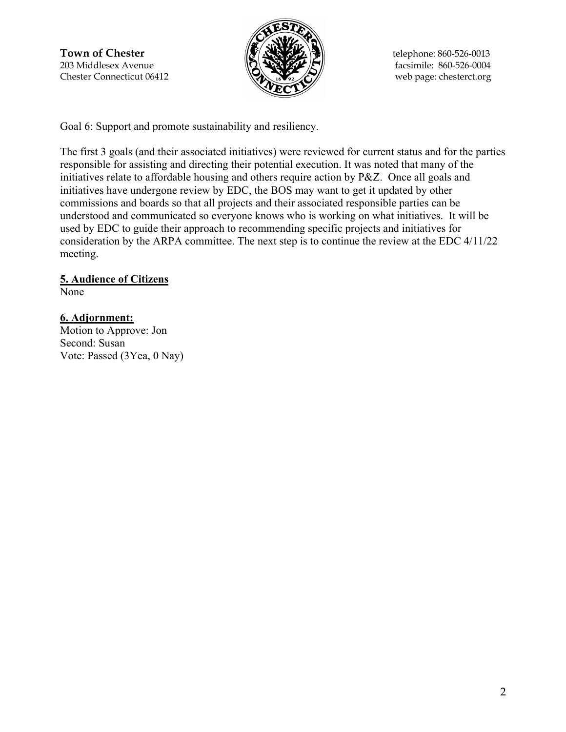Goal 6: Support and promote sustainability and resiliency.

The first 3 goals (and their associated initiatives) were reviewed for current status and for the parties responsible for assisting and directing their potential execution. It was noted that many of the initiatives relate to affordable housing and others require action by P&Z. Once all goals and initiatives have undergone review by EDC, the BOS may want to get it updated by other commissions and boards so that all projects and their associated responsible parties can be understood and communicated so everyone knows who is working on what initiatives. It will be used by EDC to guide their approach to recommending specific projects and initiatives for consideration by the ARPA committee. The next step is to continue the review at the EDC 4/11/22 meeting.

**5. Audience of Citizens**

None

**6. Adjournment:**

Motion to Approve: Jon
Second: Susan
Vote: Passed (3Yea, 0 Nay)